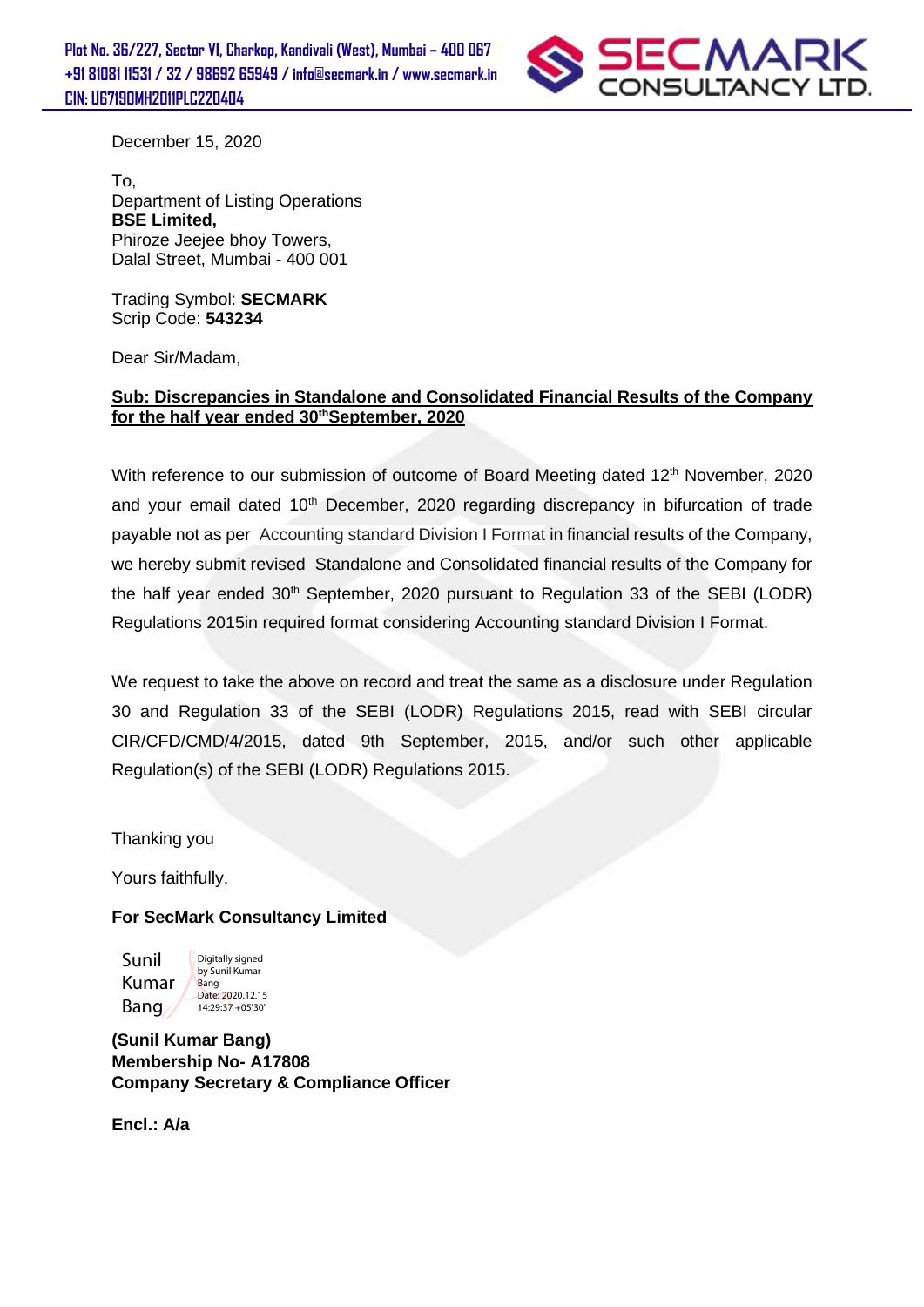Plot No. 36/227, Sector VI, Charkop, Kandivali (West), Mumbai – 400 067
+91 81081 11531 / 32 / 98692 65949 / info@secmark.in / www.secmark.in
CIN: U67190MH2011PLC220404

**SECMARK CONSULTANCY LTD.**

December 15, 2020

To,
Department of Listing Operations
**BSE Limited,**
Phiroze Jeejee bhoy Towers,
Dalal Street, Mumbai - 400 001

Trading Symbol: **SECMARK**
Scrip Code: **543234**

Dear Sir/Madam,

**Sub: Discrepancies in Standalone and Consolidated Financial Results of the Company for the half year ended 30th September, 2020**

With reference to our submission of outcome of Board Meeting dated 12th November, 2020 and your email dated 10th December, 2020 regarding discrepancy in bifurcation of trade payable not as per Accounting standard Division I Format in financial results of the Company, we hereby submit revised Standalone and Consolidated financial results of the Company for the half year ended 30th September, 2020 pursuant to Regulation 33 of the SEBI (LODR) Regulations 2015in required format considering Accounting standard Division I Format.

We request to take the above on record and treat the same as a disclosure under Regulation 30 and Regulation 33 of the SEBI (LODR) Regulations 2015, read with SEBI circular CIR/CFD/CMD/4/2015, dated 9th September, 2015, and/or such other applicable Regulation(s) of the SEBI (LODR) Regulations 2015.

Thanking you

Yours faithfully,

**For SecMark Consultancy Limited**

Sunil Kumar Bang
Digitally signed by Sunil Kumar Bang
Date: 2020.12.15 14:29:37 +05'30'

**(Sunil Kumar Bang)**
**Membership No- A17808**
**Company Secretary & Compliance Officer**

**Encl.: A/a**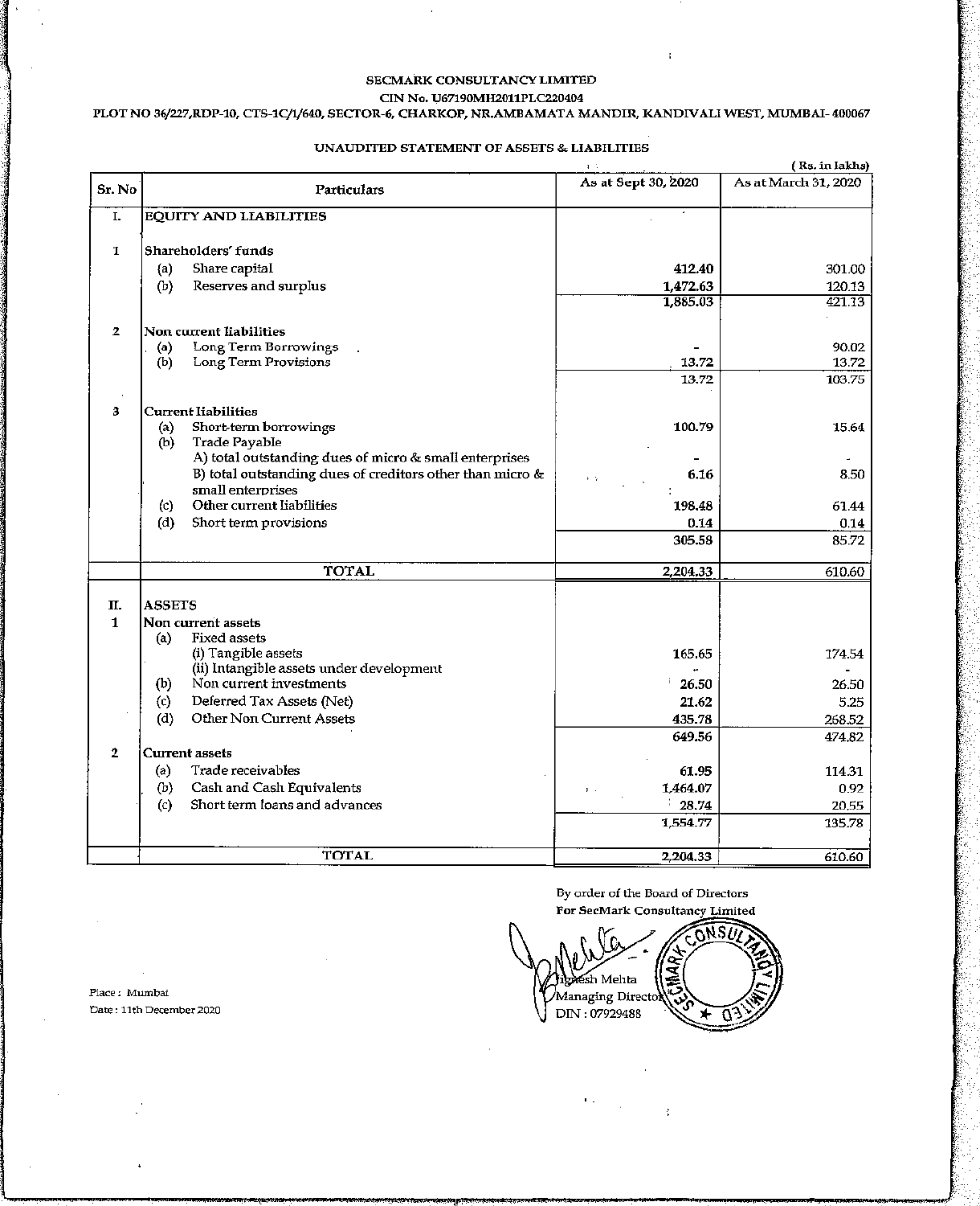**SECMARK CONSULTANCY LIMITED**

**CIN No. U67190MH2011PLC220404**

**PLOT NO 36/227,RDP-10, CTS-1C/1/640, SECTOR-6, CHARKOP, NR.AMBAMATA MANDIR, KANDIVALI WEST, MUMBAI- 400067**

**UNAUDITED STATEMENT OF ASSETS & LIABILITIES**

( Rs. in lakhs)

| Sr. No | Particulars | As at Sept 30, 2020 | As at March 31, 2020 |
|---|---|---|---|
| I. | **EQUITY AND LIABILITIES** | | |
| 1 | **Shareholders' funds** | | |
| | (a) Share capital | 412.40 | 301.00 |
| | (b) Reserves and surplus | 1,472.63 | 120.13 |
| | | 1,885.03 | 421.13 |
| 2 | **Non current liabilities** | | |
| | (a) Long Term Borrowings | - | 90.02 |
| | (b) Long Term Provisions | 13.72 | 13.72 |
| | | 13.72 | 103.75 |
| 3 | **Current liabilities** | | |
| | (a) Short-term borrowings | 100.79 | 15.64 |
| | (b) Trade Payable | | |
| | A) total outstanding dues of micro & small enterprises | - | - |
| | B) total outstanding dues of creditors other than micro & small enterprises | 6.16 | 8.50 |
| | (c) Other current liabilities | 198.48 | 61.44 |
| | (d) Short term provisions | 0.14 | 0.14 |
| | | 305.58 | 85.72 |
| | **TOTAL** | 2,204.33 | 610.60 |
| II. | **ASSETS** | | |
| 1 | **Non current assets** | | |
| | (a) Fixed assets | | |
| | (i) Tangible assets | 165.65 | 174.54 |
| | (ii) Intangible assets under development | - | - |
| | (b) Non current investments | 26.50 | 26.50 |
| | (c) Deferred Tax Assets (Net) | 21.62 | 5.25 |
| | (d) Other Non Current Assets | 435.78 | 268.52 |
| | | 649.56 | 474.82 |
| 2 | **Current assets** | | |
| | (a) Trade receivables | 61.95 | 114.31 |
| | (b) Cash and Cash Equivalents | 1,464.07 | 0.92 |
| | (c) Short term loans and advances | 28.74 | 20.55 |
| | | 1,554.77 | 135.78 |
| | **TOTAL** | 2,204.33 | 610.60 |

By order of the Board of Directors
For SecMark Consultancy Limited

Jignesh Mehta
Managing Director
DIN : 07929488

Place : Mumbai
Date : 11th December 2020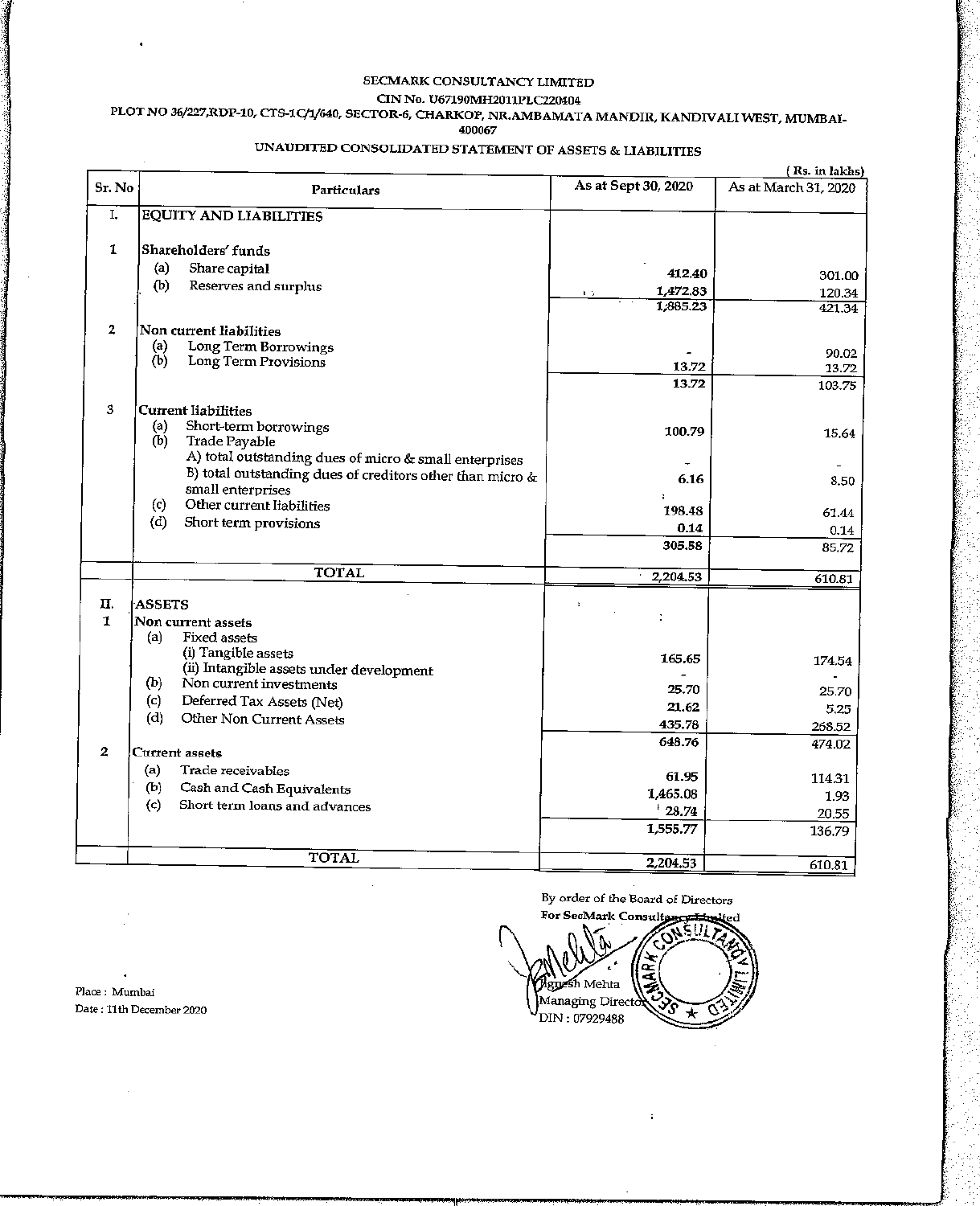SECMARK CONSULTANCY LIMITED

CIN No. U67190MH2011PLC220404

PLOT NO 36/227,RDP-10, CTS-1C/1/640, SECTOR-6, CHARKOP, NR.AMBAMATA MANDIR, KANDIVALI WEST, MUMBAI-400067

## UNAUDITED CONSOLIDATED STATEMENT OF ASSETS & LIABILITIES

( Rs. in lakhs)

| Sr. No | Particulars | As at Sept 30, 2020 | As at March 31, 2020 |
|---|---|---|---|
| I. | EQUITY AND LIABILITIES | | |
| 1 | Shareholders' funds | | |
| | (a) Share capital | 412.40 | 301.00 |
| | (b) Reserves and surplus | 1,472.83 | 120.34 |
| | | 1,885.23 | 421.34 |
| 2 | Non current liabilities | | |
| | (a) Long Term Borrowings | - | 90.02 |
| | (b) Long Term Provisions | 13.72 | 13.72 |
| | | 13.72 | 103.75 |
| 3 | Current liabilities | | |
| | (a) Short-term borrowings | 100.79 | 15.64 |
| | (b) Trade Payable | | |
| | A) total outstanding dues of micro & small enterprises | - | - |
| | B) total outstanding dues of creditors other than micro & small enterprises | 6.16 | 8.50 |
| | (c) Other current liabilities | 198.48 | 61.44 |
| | (d) Short term provisions | 0.14 | 0.14 |
| | | 305.58 | 85.72 |
| | TOTAL | 2,204.53 | 610.81 |
| II. | ASSETS | | |
| 1 | Non current assets | | |
| | (a) Fixed assets | | |
| | (i) Tangible assets | 165.65 | 174.54 |
| | (ii) Intangible assets under development | - | - |
| | (b) Non current investments | 25.70 | 25.70 |
| | (c) Deferred Tax Assets (Net) | 21.62 | 5.25 |
| | (d) Other Non Current Assets | 435.78 | 268.52 |
| | | 648.76 | 474.02 |
| 2 | Current assets | | |
| | (a) Trade receivables | 61.95 | 114.31 |
| | (b) Cash and Cash Equivalents | 1,465.08 | 1.93 |
| | (c) Short term loans and advances | 28.74 | 20.55 |
| | | 1,555.77 | 136.79 |
| | TOTAL | 2,204.53 | 610.81 |

By order of the Board of Directors

For SecMark Consultancy Limited

Jignesh Mehta

Managing Director

DIN : 07929488

Place : Mumbai

Date : 11th December 2020